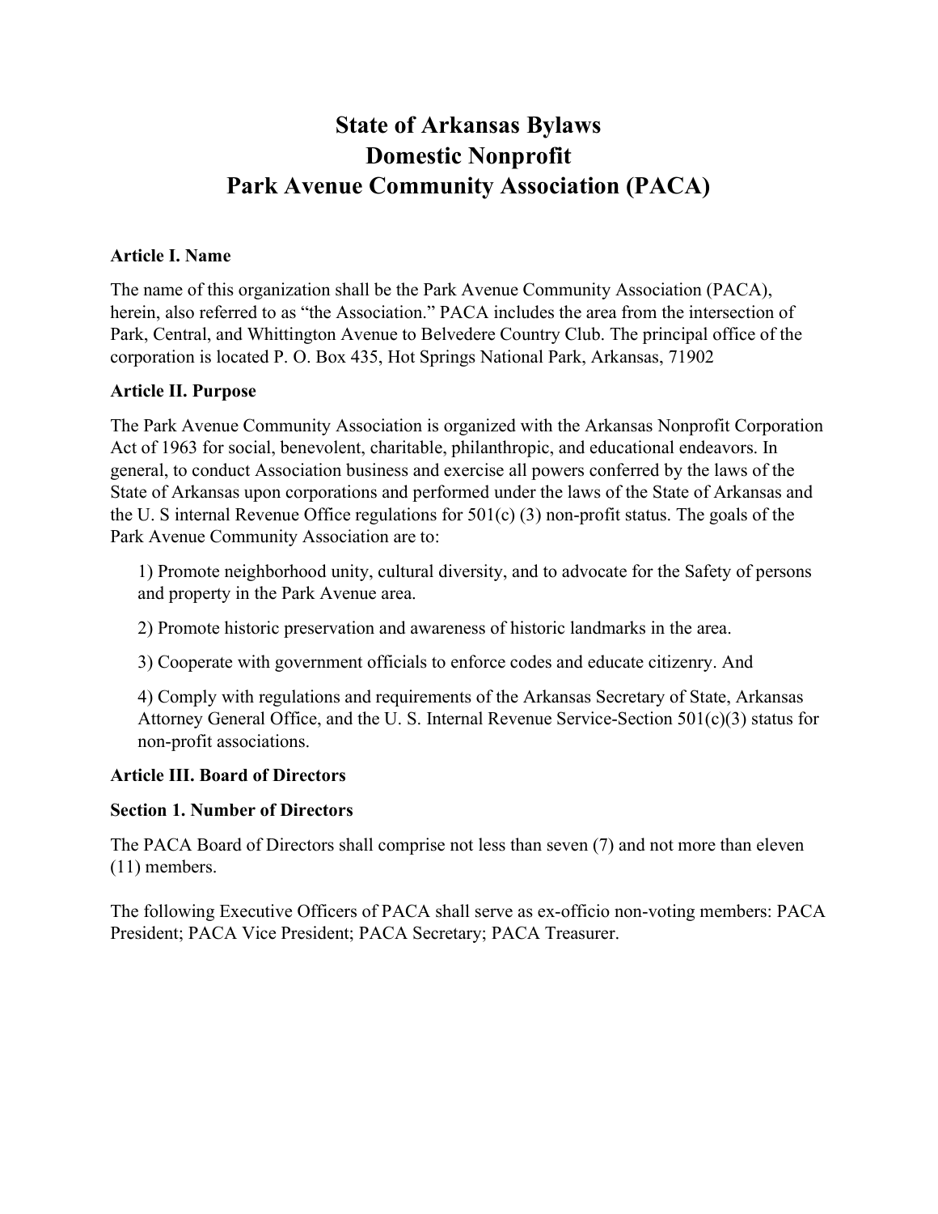# State of Arkansas Bylaws
# Domestic Nonprofit
# Park Avenue Community Association (PACA)

**Article I. Name**

The name of this organization shall be the Park Avenue Community Association (PACA), herein, also referred to as "the Association." PACA includes the area from the intersection of Park, Central, and Whittington Avenue to Belvedere Country Club. The principal office of the corporation is located P. O. Box 435, Hot Springs National Park, Arkansas, 71902

**Article II. Purpose**

The Park Avenue Community Association is organized with the Arkansas Nonprofit Corporation Act of 1963 for social, benevolent, charitable, philanthropic, and educational endeavors. In general, to conduct Association business and exercise all powers conferred by the laws of the State of Arkansas upon corporations and performed under the laws of the State of Arkansas and the U. S internal Revenue Office regulations for 501(c) (3) non-profit status. The goals of the Park Avenue Community Association are to:

1) Promote neighborhood unity, cultural diversity, and to advocate for the Safety of persons and property in the Park Avenue area.

2) Promote historic preservation and awareness of historic landmarks in the area.

3) Cooperate with government officials to enforce codes and educate citizenry. And

4) Comply with regulations and requirements of the Arkansas Secretary of State, Arkansas Attorney General Office, and the U. S. Internal Revenue Service-Section 501(c)(3) status for non-profit associations.

**Article III. Board of Directors**

**Section 1. Number of Directors**

The PACA Board of Directors shall comprise not less than seven (7) and not more than eleven (11) members.

The following Executive Officers of PACA shall serve as ex-officio non-voting members: PACA President; PACA Vice President; PACA Secretary; PACA Treasurer.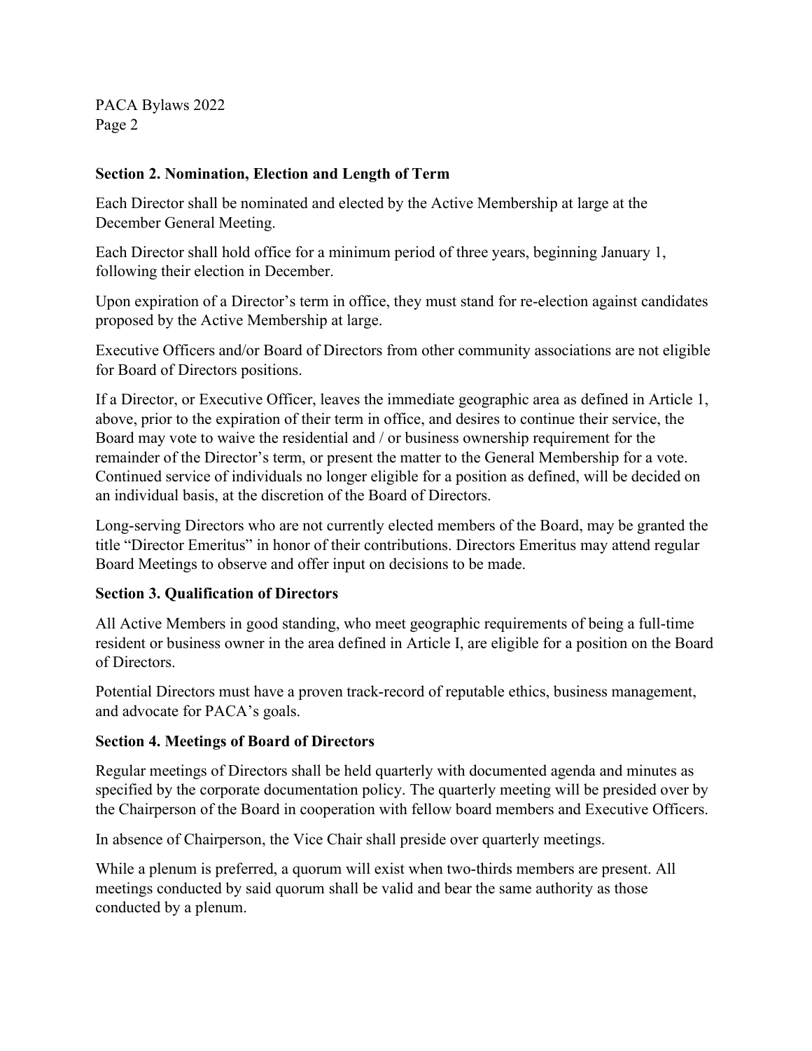**Section 2. Nomination, Election and Length of Term**

Each Director shall be nominated and elected by the Active Membership at large at the December General Meeting.

Each Director shall hold office for a minimum period of three years, beginning January 1, following their election in December.

Upon expiration of a Director's term in office, they must stand for re-election against candidates proposed by the Active Membership at large.

Executive Officers and/or Board of Directors from other community associations are not eligible for Board of Directors positions.

If a Director, or Executive Officer, leaves the immediate geographic area as defined in Article 1, above, prior to the expiration of their term in office, and desires to continue their service, the Board may vote to waive the residential and / or business ownership requirement for the remainder of the Director's term, or present the matter to the General Membership for a vote. Continued service of individuals no longer eligible for a position as defined, will be decided on an individual basis, at the discretion of the Board of Directors.

Long-serving Directors who are not currently elected members of the Board, may be granted the title "Director Emeritus" in honor of their contributions. Directors Emeritus may attend regular Board Meetings to observe and offer input on decisions to be made.

**Section 3. Qualification of Directors**

All Active Members in good standing, who meet geographic requirements of being a full-time resident or business owner in the area defined in Article I, are eligible for a position on the Board of Directors.

Potential Directors must have a proven track-record of reputable ethics, business management, and advocate for PACA's goals.

**Section 4. Meetings of Board of Directors**

Regular meetings of Directors shall be held quarterly with documented agenda and minutes as specified by the corporate documentation policy. The quarterly meeting will be presided over by the Chairperson of the Board in cooperation with fellow board members and Executive Officers.

In absence of Chairperson, the Vice Chair shall preside over quarterly meetings.

While a plenum is preferred, a quorum will exist when two-thirds members are present. All meetings conducted by said quorum shall be valid and bear the same authority as those conducted by a plenum.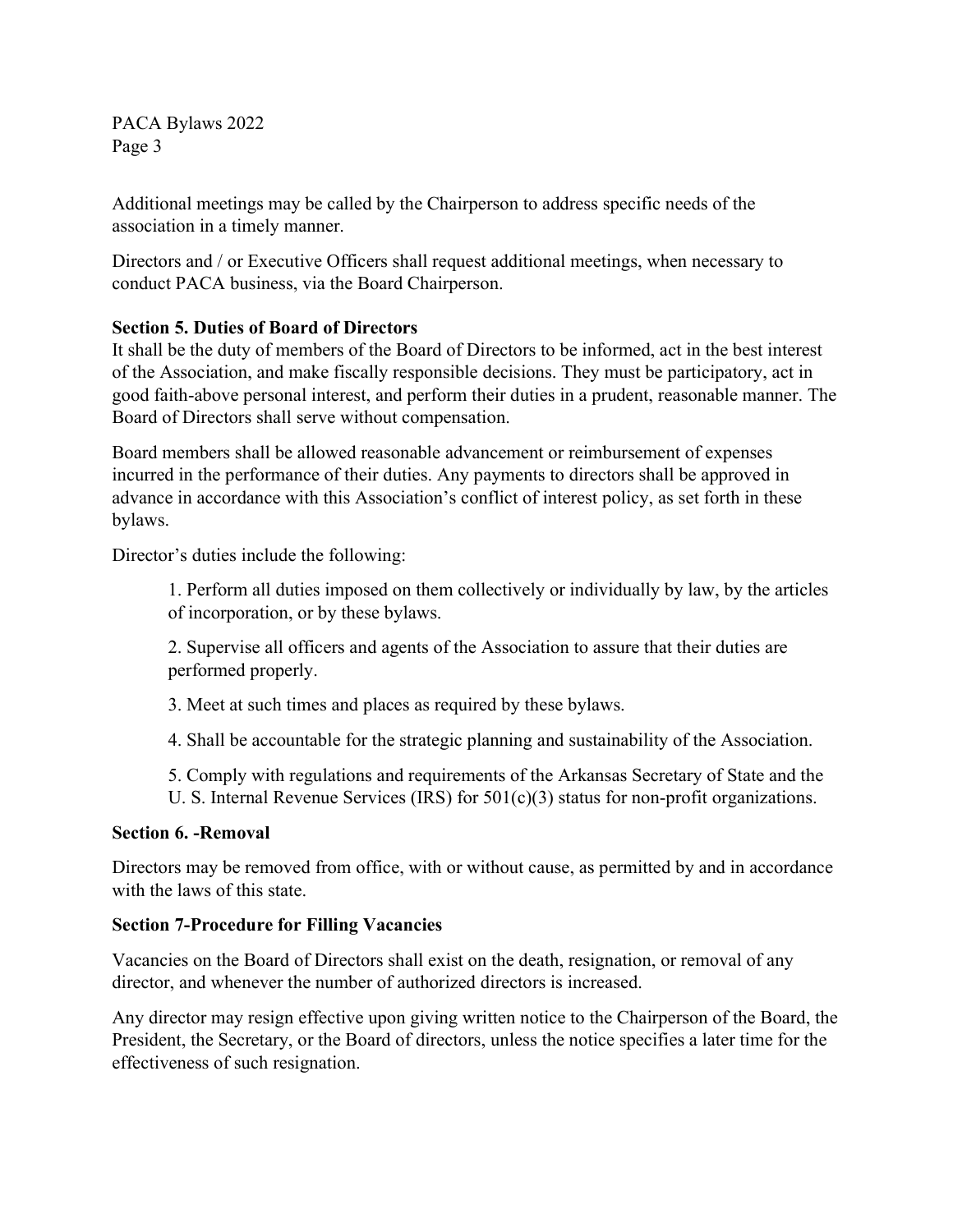Additional meetings may be called by the Chairperson to address specific needs of the association in a timely manner.

Directors and / or Executive Officers shall request additional meetings, when necessary to conduct PACA business, via the Board Chairperson.

**Section 5. Duties of Board of Directors**

It shall be the duty of members of the Board of Directors to be informed, act in the best interest of the Association, and make fiscally responsible decisions. They must be participatory, act in good faith-above personal interest, and perform their duties in a prudent, reasonable manner. The Board of Directors shall serve without compensation.

Board members shall be allowed reasonable advancement or reimbursement of expenses incurred in the performance of their duties. Any payments to directors shall be approved in advance in accordance with this Association's conflict of interest policy, as set forth in these bylaws.

Director's duties include the following:

1. Perform all duties imposed on them collectively or individually by law, by the articles of incorporation, or by these bylaws.

2. Supervise all officers and agents of the Association to assure that their duties are performed properly.

3. Meet at such times and places as required by these bylaws.

4. Shall be accountable for the strategic planning and sustainability of the Association.

5. Comply with regulations and requirements of the Arkansas Secretary of State and the U. S. Internal Revenue Services (IRS) for 501(c)(3) status for non-profit organizations.

**Section 6. -Removal**

Directors may be removed from office, with or without cause, as permitted by and in accordance with the laws of this state.

**Section 7-Procedure for Filling Vacancies**

Vacancies on the Board of Directors shall exist on the death, resignation, or removal of any director, and whenever the number of authorized directors is increased.

Any director may resign effective upon giving written notice to the Chairperson of the Board, the President, the Secretary, or the Board of directors, unless the notice specifies a later time for the effectiveness of such resignation.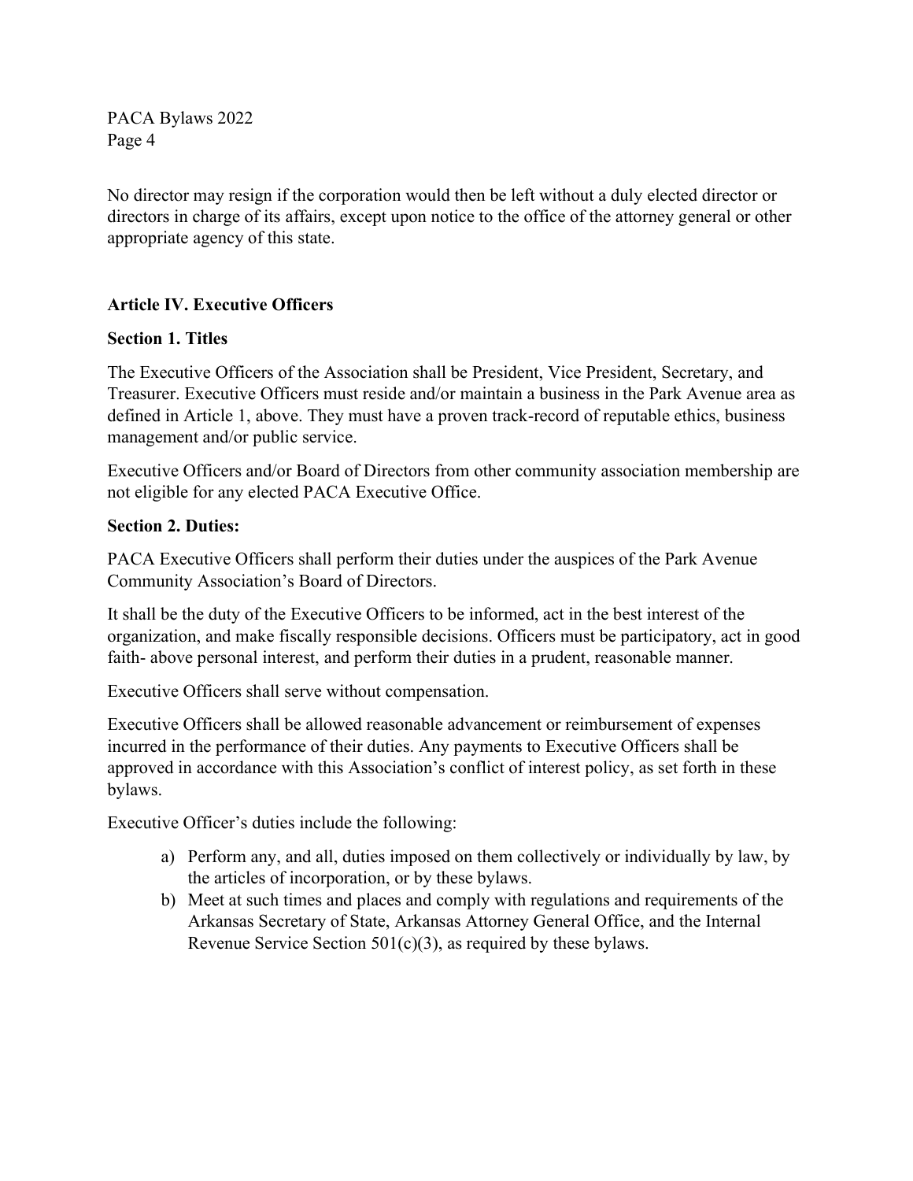No director may resign if the corporation would then be left without a duly elected director or directors in charge of its affairs, except upon notice to the office of the attorney general or other appropriate agency of this state.

## Article IV. Executive Officers

### Section 1. Titles

The Executive Officers of the Association shall be President, Vice President, Secretary, and Treasurer. Executive Officers must reside and/or maintain a business in the Park Avenue area as defined in Article 1, above. They must have a proven track-record of reputable ethics, business management and/or public service.

Executive Officers and/or Board of Directors from other community association membership are not eligible for any elected PACA Executive Office.

### Section 2. Duties:

PACA Executive Officers shall perform their duties under the auspices of the Park Avenue Community Association's Board of Directors.

It shall be the duty of the Executive Officers to be informed, act in the best interest of the organization, and make fiscally responsible decisions. Officers must be participatory, act in good faith- above personal interest, and perform their duties in a prudent, reasonable manner.

Executive Officers shall serve without compensation.

Executive Officers shall be allowed reasonable advancement or reimbursement of expenses incurred in the performance of their duties. Any payments to Executive Officers shall be approved in accordance with this Association's conflict of interest policy, as set forth in these bylaws.

Executive Officer's duties include the following:

a) Perform any, and all, duties imposed on them collectively or individually by law, by the articles of incorporation, or by these bylaws.
b) Meet at such times and places and comply with regulations and requirements of the Arkansas Secretary of State, Arkansas Attorney General Office, and the Internal Revenue Service Section 501(c)(3), as required by these bylaws.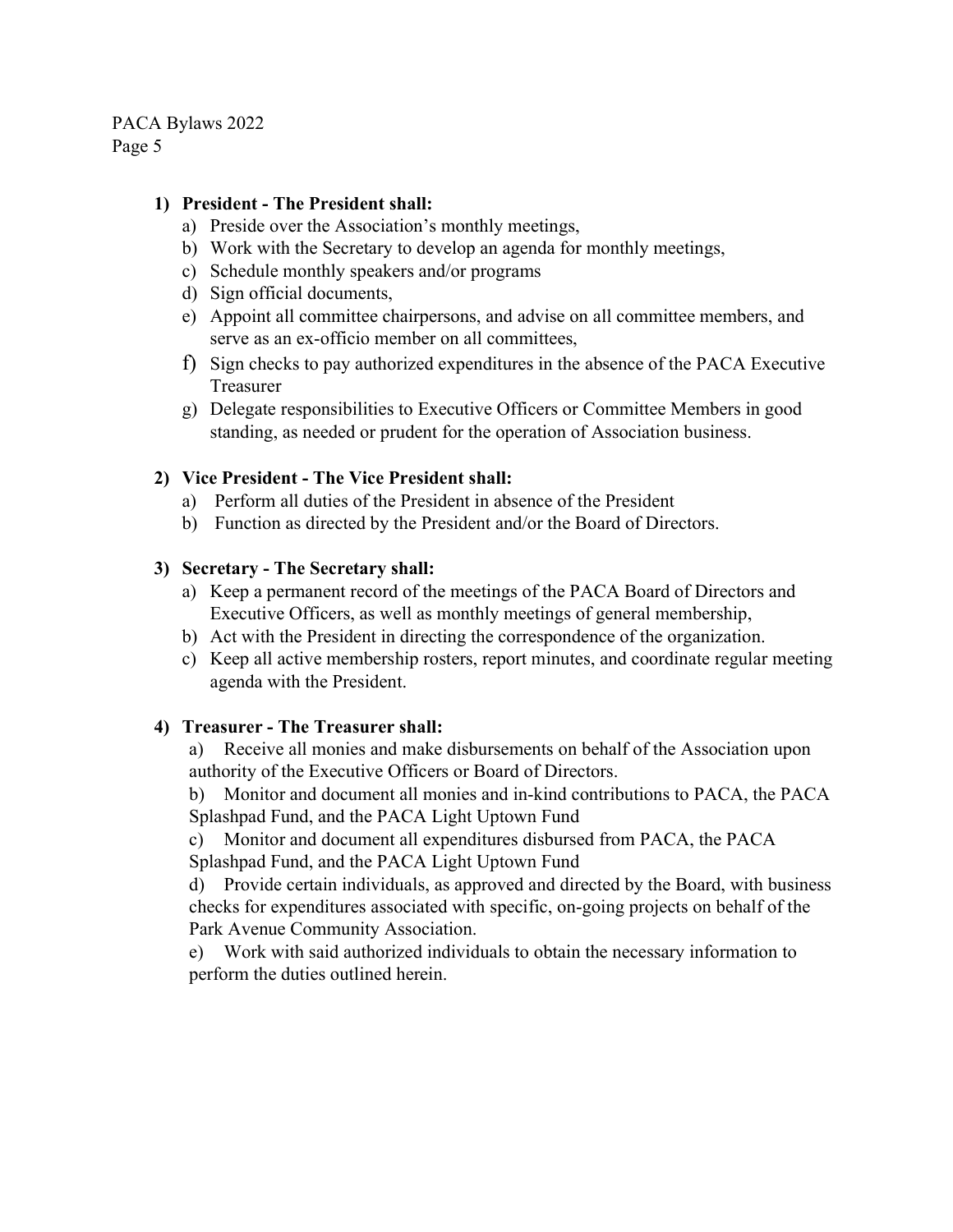1) **President - The President shall:**
   a) Preside over the Association's monthly meetings,
   b) Work with the Secretary to develop an agenda for monthly meetings,
   c) Schedule monthly speakers and/or programs
   d) Sign official documents,
   e) Appoint all committee chairpersons, and advise on all committee members, and serve as an ex-officio member on all committees,
   f) Sign checks to pay authorized expenditures in the absence of the PACA Executive Treasurer
   g) Delegate responsibilities to Executive Officers or Committee Members in good standing, as needed or prudent for the operation of Association business.

2) **Vice President - The Vice President shall:**
   a) Perform all duties of the President in absence of the President
   b) Function as directed by the President and/or the Board of Directors.

3) **Secretary - The Secretary shall:**
   a) Keep a permanent record of the meetings of the PACA Board of Directors and Executive Officers, as well as monthly meetings of general membership,
   b) Act with the President in directing the correspondence of the organization.
   c) Keep all active membership rosters, report minutes, and coordinate regular meeting agenda with the President.

4) **Treasurer - The Treasurer shall:**
   a) Receive all monies and make disbursements on behalf of the Association upon authority of the Executive Officers or Board of Directors.
   b) Monitor and document all monies and in-kind contributions to PACA, the PACA Splashpad Fund, and the PACA Light Uptown Fund
   c) Monitor and document all expenditures disbursed from PACA, the PACA Splashpad Fund, and the PACA Light Uptown Fund
   d) Provide certain individuals, as approved and directed by the Board, with business checks for expenditures associated with specific, on-going projects on behalf of the Park Avenue Community Association.
   e) Work with said authorized individuals to obtain the necessary information to perform the duties outlined herein.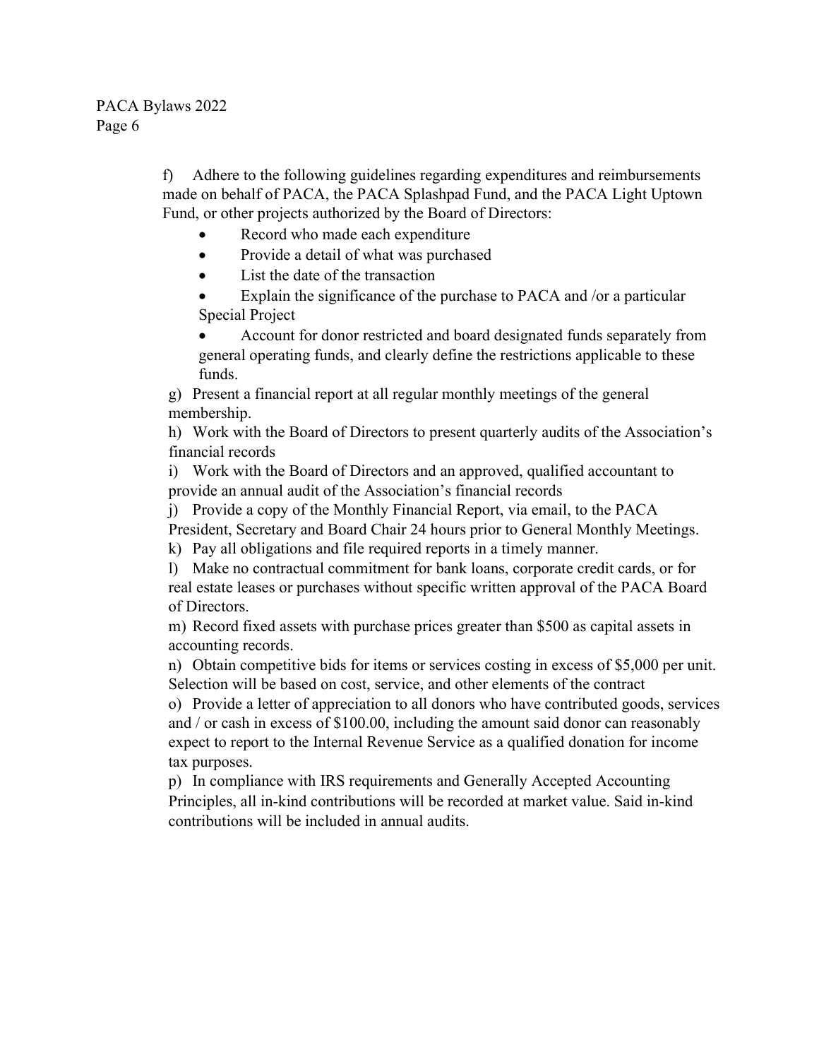f) Adhere to the following guidelines regarding expenditures and reimbursements made on behalf of PACA, the PACA Splashpad Fund, and the PACA Light Uptown Fund, or other projects authorized by the Board of Directors:

- Record who made each expenditure
- Provide a detail of what was purchased
- List the date of the transaction
- Explain the significance of the purchase to PACA and /or a particular Special Project
- Account for donor restricted and board designated funds separately from general operating funds, and clearly define the restrictions applicable to these funds.

g) Present a financial report at all regular monthly meetings of the general membership.

h) Work with the Board of Directors to present quarterly audits of the Association's financial records

i) Work with the Board of Directors and an approved, qualified accountant to provide an annual audit of the Association's financial records

j) Provide a copy of the Monthly Financial Report, via email, to the PACA President, Secretary and Board Chair 24 hours prior to General Monthly Meetings.

k) Pay all obligations and file required reports in a timely manner.

l) Make no contractual commitment for bank loans, corporate credit cards, or for real estate leases or purchases without specific written approval of the PACA Board of Directors.

m) Record fixed assets with purchase prices greater than $500 as capital assets in accounting records.

n) Obtain competitive bids for items or services costing in excess of $5,000 per unit. Selection will be based on cost, service, and other elements of the contract

o) Provide a letter of appreciation to all donors who have contributed goods, services and / or cash in excess of $100.00, including the amount said donor can reasonably expect to report to the Internal Revenue Service as a qualified donation for income tax purposes.

p) In compliance with IRS requirements and Generally Accepted Accounting Principles, all in-kind contributions will be recorded at market value. Said in-kind contributions will be included in annual audits.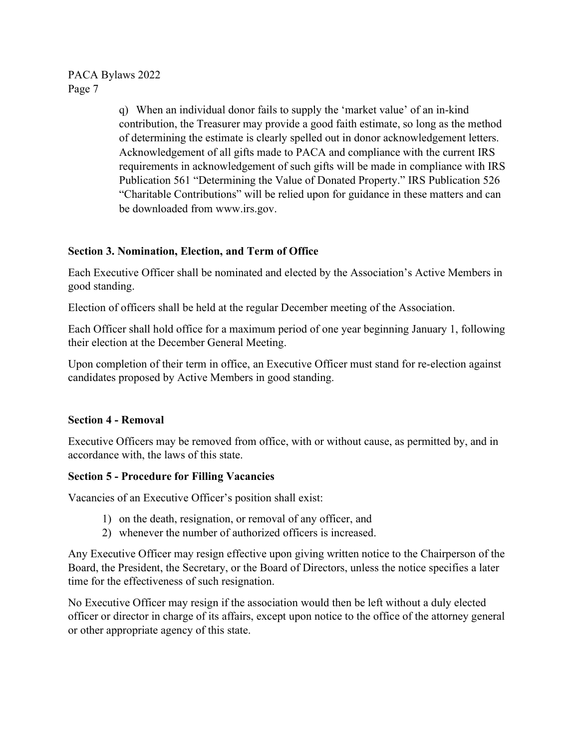q) When an individual donor fails to supply the 'market value' of an in-kind contribution, the Treasurer may provide a good faith estimate, so long as the method of determining the estimate is clearly spelled out in donor acknowledgement letters. Acknowledgement of all gifts made to PACA and compliance with the current IRS requirements in acknowledgement of such gifts will be made in compliance with IRS Publication 561 "Determining the Value of Donated Property." IRS Publication 526 "Charitable Contributions" will be relied upon for guidance in these matters and can be downloaded from www.irs.gov.

**Section 3. Nomination, Election, and Term of Office**

Each Executive Officer shall be nominated and elected by the Association's Active Members in good standing.

Election of officers shall be held at the regular December meeting of the Association.

Each Officer shall hold office for a maximum period of one year beginning January 1, following their election at the December General Meeting.

Upon completion of their term in office, an Executive Officer must stand for re-election against candidates proposed by Active Members in good standing.

**Section 4 - Removal**

Executive Officers may be removed from office, with or without cause, as permitted by, and in accordance with, the laws of this state.

**Section 5 - Procedure for Filling Vacancies**

Vacancies of an Executive Officer's position shall exist:

1) on the death, resignation, or removal of any officer, and
2) whenever the number of authorized officers is increased.

Any Executive Officer may resign effective upon giving written notice to the Chairperson of the Board, the President, the Secretary, or the Board of Directors, unless the notice specifies a later time for the effectiveness of such resignation.

No Executive Officer may resign if the association would then be left without a duly elected officer or director in charge of its affairs, except upon notice to the office of the attorney general or other appropriate agency of this state.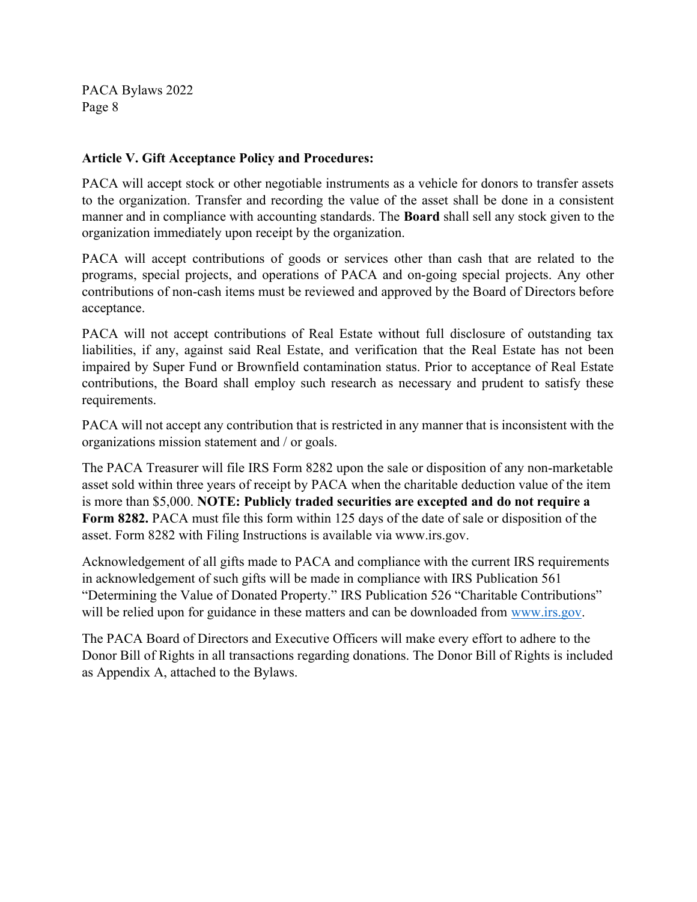**Article V. Gift Acceptance Policy and Procedures:**

PACA will accept stock or other negotiable instruments as a vehicle for donors to transfer assets to the organization. Transfer and recording the value of the asset shall be done in a consistent manner and in compliance with accounting standards. The **Board** shall sell any stock given to the organization immediately upon receipt by the organization.

PACA will accept contributions of goods or services other than cash that are related to the programs, special projects, and operations of PACA and on-going special projects. Any other contributions of non-cash items must be reviewed and approved by the Board of Directors before acceptance.

PACA will not accept contributions of Real Estate without full disclosure of outstanding tax liabilities, if any, against said Real Estate, and verification that the Real Estate has not been impaired by Super Fund or Brownfield contamination status. Prior to acceptance of Real Estate contributions, the Board shall employ such research as necessary and prudent to satisfy these requirements.

PACA will not accept any contribution that is restricted in any manner that is inconsistent with the organizations mission statement and / or goals.

The PACA Treasurer will file IRS Form 8282 upon the sale or disposition of any non-marketable asset sold within three years of receipt by PACA when the charitable deduction value of the item is more than $5,000. **NOTE: Publicly traded securities are excepted and do not require a Form 8282.** PACA must file this form within 125 days of the date of sale or disposition of the asset. Form 8282 with Filing Instructions is available via www.irs.gov.

Acknowledgement of all gifts made to PACA and compliance with the current IRS requirements in acknowledgement of such gifts will be made in compliance with IRS Publication 561 "Determining the Value of Donated Property." IRS Publication 526 "Charitable Contributions" will be relied upon for guidance in these matters and can be downloaded from [www.irs.gov](http://www.irs.gov).

The PACA Board of Directors and Executive Officers will make every effort to adhere to the Donor Bill of Rights in all transactions regarding donations. The Donor Bill of Rights is included as Appendix A, attached to the Bylaws.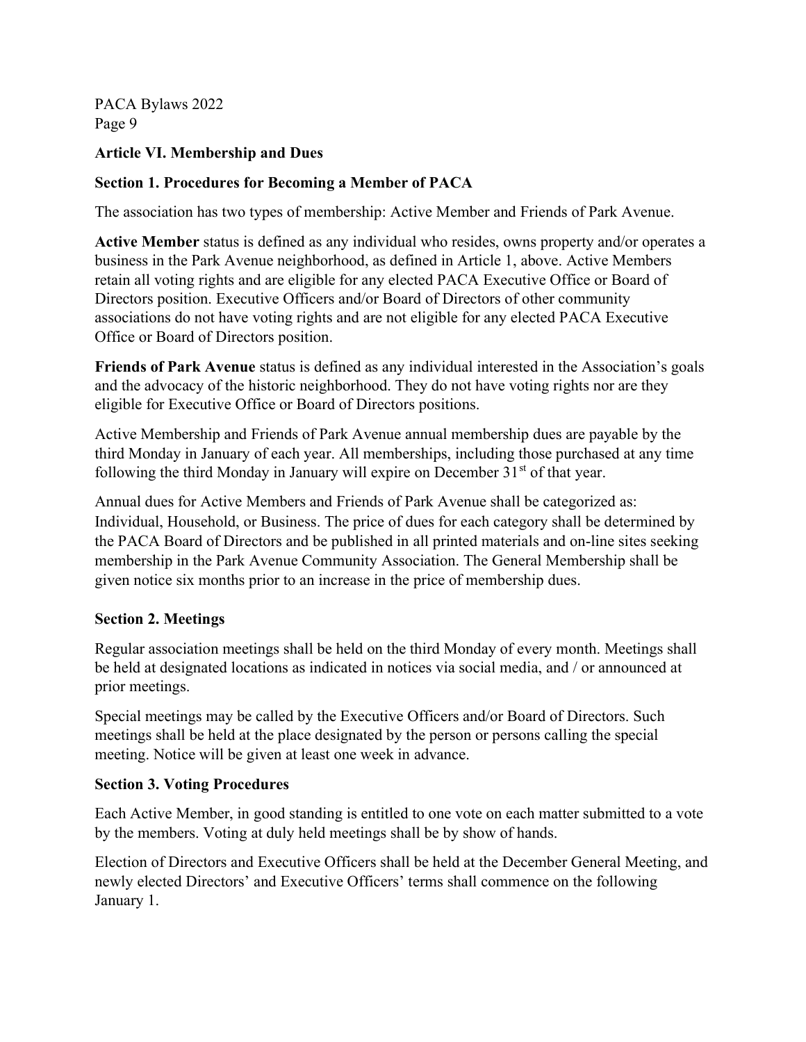## Article VI. Membership and Dues

### Section 1. Procedures for Becoming a Member of PACA

The association has two types of membership: Active Member and Friends of Park Avenue.

**Active Member** status is defined as any individual who resides, owns property and/or operates a business in the Park Avenue neighborhood, as defined in Article 1, above. Active Members retain all voting rights and are eligible for any elected PACA Executive Office or Board of Directors position. Executive Officers and/or Board of Directors of other community associations do not have voting rights and are not eligible for any elected PACA Executive Office or Board of Directors position.

**Friends of Park Avenue** status is defined as any individual interested in the Association's goals and the advocacy of the historic neighborhood. They do not have voting rights nor are they eligible for Executive Office or Board of Directors positions.

Active Membership and Friends of Park Avenue annual membership dues are payable by the third Monday in January of each year. All memberships, including those purchased at any time following the third Monday in January will expire on December 31st of that year.

Annual dues for Active Members and Friends of Park Avenue shall be categorized as: Individual, Household, or Business. The price of dues for each category shall be determined by the PACA Board of Directors and be published in all printed materials and on-line sites seeking membership in the Park Avenue Community Association. The General Membership shall be given notice six months prior to an increase in the price of membership dues.

### Section 2. Meetings

Regular association meetings shall be held on the third Monday of every month. Meetings shall be held at designated locations as indicated in notices via social media, and / or announced at prior meetings.

Special meetings may be called by the Executive Officers and/or Board of Directors. Such meetings shall be held at the place designated by the person or persons calling the special meeting. Notice will be given at least one week in advance.

### Section 3. Voting Procedures

Each Active Member, in good standing is entitled to one vote on each matter submitted to a vote by the members. Voting at duly held meetings shall be by show of hands.

Election of Directors and Executive Officers shall be held at the December General Meeting, and newly elected Directors' and Executive Officers' terms shall commence on the following January 1.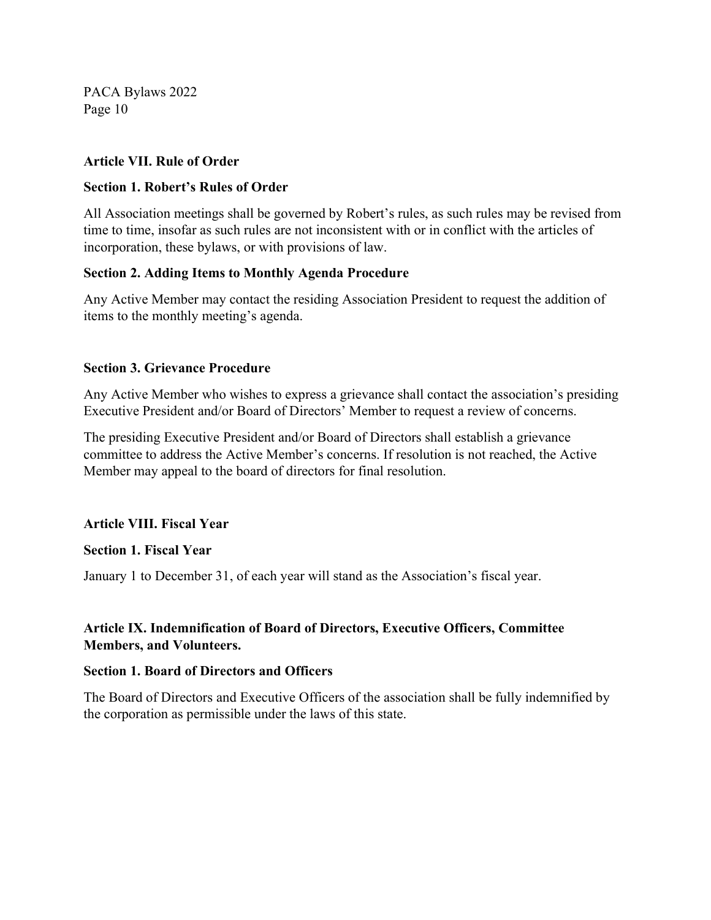## Article VII. Rule of Order

### Section 1. Robert's Rules of Order

All Association meetings shall be governed by Robert's rules, as such rules may be revised from time to time, insofar as such rules are not inconsistent with or in conflict with the articles of incorporation, these bylaws, or with provisions of law.

### Section 2. Adding Items to Monthly Agenda Procedure

Any Active Member may contact the residing Association President to request the addition of items to the monthly meeting's agenda.

### Section 3. Grievance Procedure

Any Active Member who wishes to express a grievance shall contact the association's presiding Executive President and/or Board of Directors' Member to request a review of concerns.

The presiding Executive President and/or Board of Directors shall establish a grievance committee to address the Active Member's concerns. If resolution is not reached, the Active Member may appeal to the board of directors for final resolution.

## Article VIII. Fiscal Year

### Section 1. Fiscal Year

January 1 to December 31, of each year will stand as the Association's fiscal year.

## Article IX. Indemnification of Board of Directors, Executive Officers, Committee Members, and Volunteers.

### Section 1. Board of Directors and Officers

The Board of Directors and Executive Officers of the association shall be fully indemnified by the corporation as permissible under the laws of this state.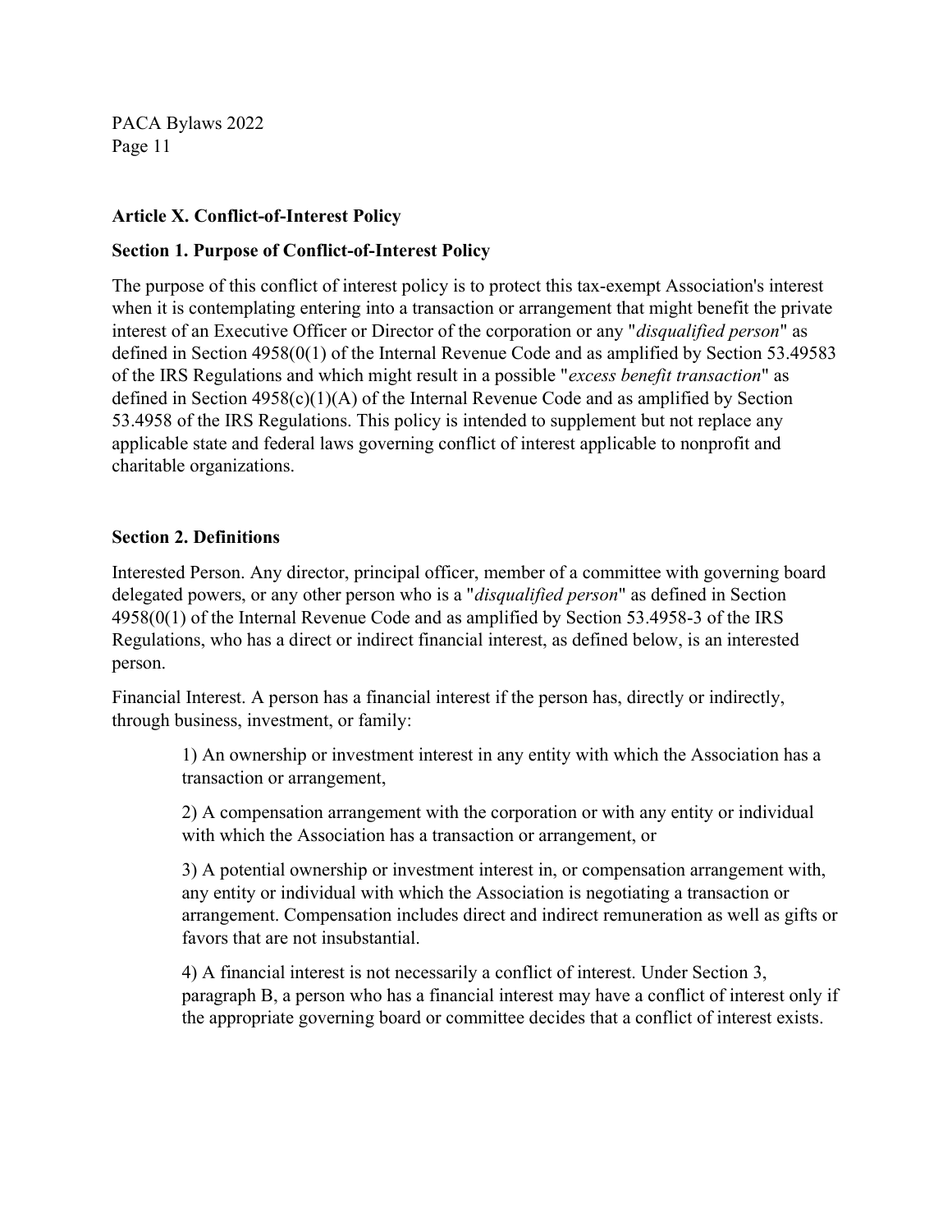## Article X. Conflict-of-Interest Policy

### Section 1. Purpose of Conflict-of-Interest Policy

The purpose of this conflict of interest policy is to protect this tax-exempt Association's interest when it is contemplating entering into a transaction or arrangement that might benefit the private interest of an Executive Officer or Director of the corporation or any "*disqualified person*" as defined in Section 4958(0(1) of the Internal Revenue Code and as amplified by Section 53.49583 of the IRS Regulations and which might result in a possible "*excess benefit transaction*" as defined in Section 4958(c)(1)(A) of the Internal Revenue Code and as amplified by Section 53.4958 of the IRS Regulations. This policy is intended to supplement but not replace any applicable state and federal laws governing conflict of interest applicable to nonprofit and charitable organizations.

### Section 2. Definitions

Interested Person. Any director, principal officer, member of a committee with governing board delegated powers, or any other person who is a "*disqualified person*" as defined in Section 4958(0(1) of the Internal Revenue Code and as amplified by Section 53.4958-3 of the IRS Regulations, who has a direct or indirect financial interest, as defined below, is an interested person.

Financial Interest. A person has a financial interest if the person has, directly or indirectly, through business, investment, or family:

1) An ownership or investment interest in any entity with which the Association has a transaction or arrangement,

2) A compensation arrangement with the corporation or with any entity or individual with which the Association has a transaction or arrangement, or

3) A potential ownership or investment interest in, or compensation arrangement with, any entity or individual with which the Association is negotiating a transaction or arrangement. Compensation includes direct and indirect remuneration as well as gifts or favors that are not insubstantial.

4) A financial interest is not necessarily a conflict of interest. Under Section 3, paragraph B, a person who has a financial interest may have a conflict of interest only if the appropriate governing board or committee decides that a conflict of interest exists.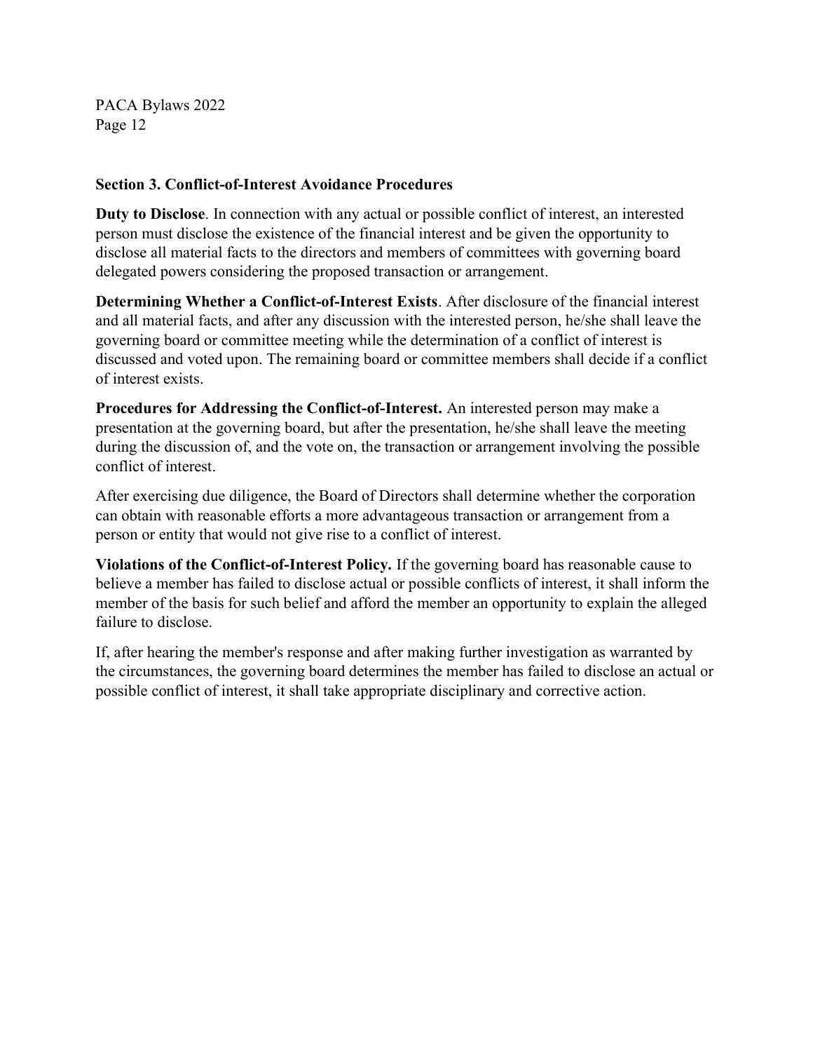### Section 3. Conflict-of-Interest Avoidance Procedures

**Duty to Disclose**. In connection with any actual or possible conflict of interest, an interested person must disclose the existence of the financial interest and be given the opportunity to disclose all material facts to the directors and members of committees with governing board delegated powers considering the proposed transaction or arrangement.

**Determining Whether a Conflict-of-Interest Exists**. After disclosure of the financial interest and all material facts, and after any discussion with the interested person, he/she shall leave the governing board or committee meeting while the determination of a conflict of interest is discussed and voted upon. The remaining board or committee members shall decide if a conflict of interest exists.

**Procedures for Addressing the Conflict-of-Interest.** An interested person may make a presentation at the governing board, but after the presentation, he/she shall leave the meeting during the discussion of, and the vote on, the transaction or arrangement involving the possible conflict of interest.

After exercising due diligence, the Board of Directors shall determine whether the corporation can obtain with reasonable efforts a more advantageous transaction or arrangement from a person or entity that would not give rise to a conflict of interest.

**Violations of the Conflict-of-Interest Policy.** If the governing board has reasonable cause to believe a member has failed to disclose actual or possible conflicts of interest, it shall inform the member of the basis for such belief and afford the member an opportunity to explain the alleged failure to disclose.

If, after hearing the member's response and after making further investigation as warranted by the circumstances, the governing board determines the member has failed to disclose an actual or possible conflict of interest, it shall take appropriate disciplinary and corrective action.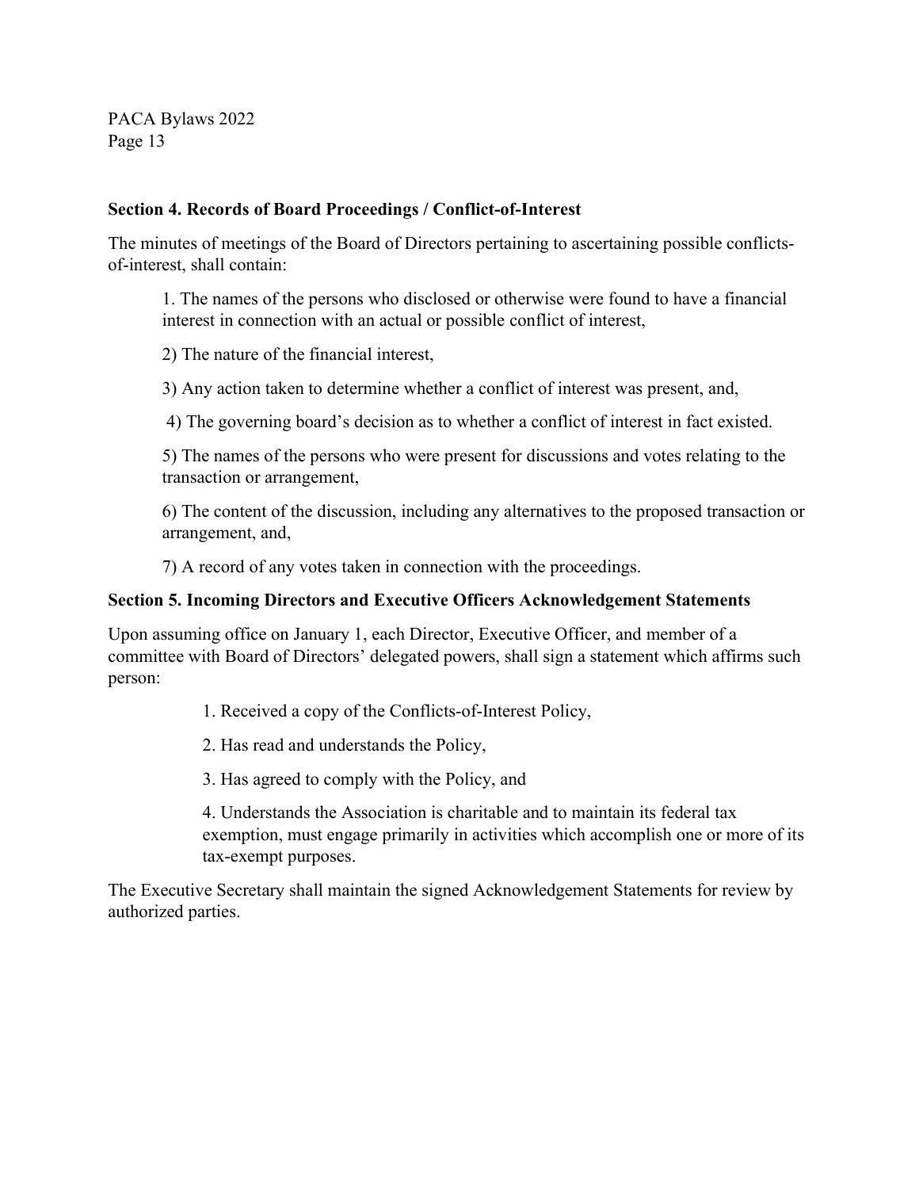**Section 4. Records of Board Proceedings / Conflict-of-Interest**

The minutes of meetings of the Board of Directors pertaining to ascertaining possible conflicts-of-interest, shall contain:

1. The names of the persons who disclosed or otherwise were found to have a financial interest in connection with an actual or possible conflict of interest,

2) The nature of the financial interest,

3) Any action taken to determine whether a conflict of interest was present, and,

4) The governing board's decision as to whether a conflict of interest in fact existed.

5) The names of the persons who were present for discussions and votes relating to the transaction or arrangement,

6) The content of the discussion, including any alternatives to the proposed transaction or arrangement, and,

7) A record of any votes taken in connection with the proceedings.

**Section 5. Incoming Directors and Executive Officers Acknowledgement Statements**

Upon assuming office on January 1, each Director, Executive Officer, and member of a committee with Board of Directors' delegated powers, shall sign a statement which affirms such person:

1. Received a copy of the Conflicts-of-Interest Policy,

2. Has read and understands the Policy,

3. Has agreed to comply with the Policy, and

4. Understands the Association is charitable and to maintain its federal tax exemption, must engage primarily in activities which accomplish one or more of its tax-exempt purposes.

The Executive Secretary shall maintain the signed Acknowledgement Statements for review by authorized parties.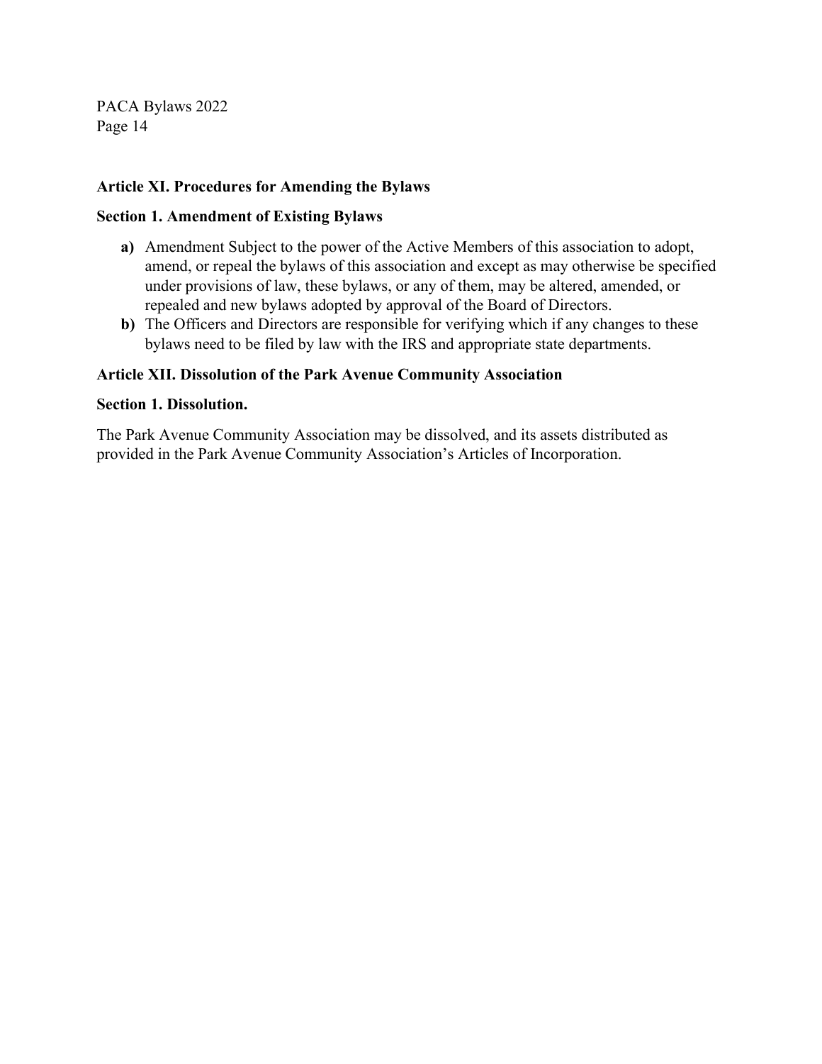**Article XI. Procedures for Amending the Bylaws**

**Section 1. Amendment of Existing Bylaws**

- **a)** Amendment Subject to the power of the Active Members of this association to adopt, amend, or repeal the bylaws of this association and except as may otherwise be specified under provisions of law, these bylaws, or any of them, may be altered, amended, or repealed and new bylaws adopted by approval of the Board of Directors.
- **b)** The Officers and Directors are responsible for verifying which if any changes to these bylaws need to be filed by law with the IRS and appropriate state departments.

**Article XII. Dissolution of the Park Avenue Community Association**

**Section 1. Dissolution.**

The Park Avenue Community Association may be dissolved, and its assets distributed as provided in the Park Avenue Community Association's Articles of Incorporation.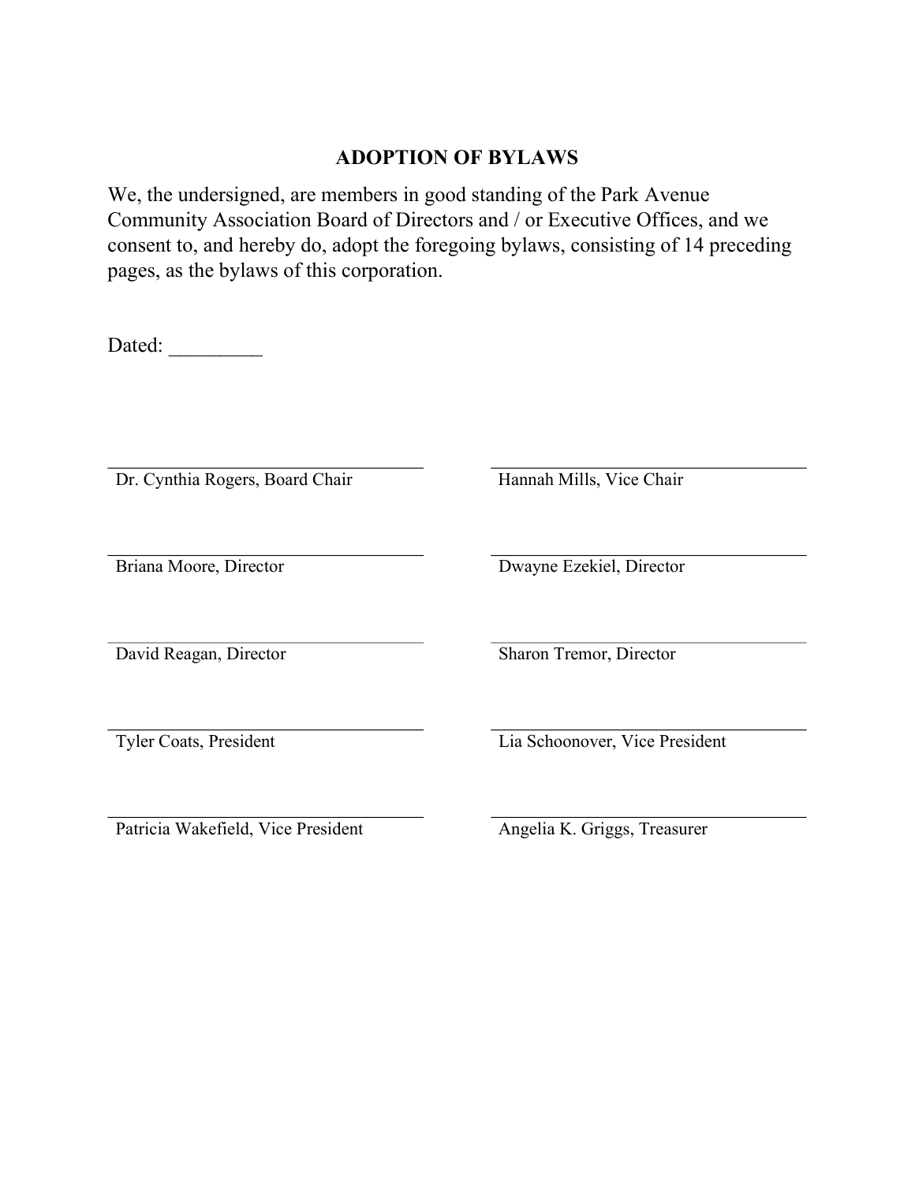## ADOPTION OF BYLAWS

We, the undersigned, are members in good standing of the Park Avenue Community Association Board of Directors and / or Executive Offices, and we consent to, and hereby do, adopt the foregoing bylaws, consisting of 14 preceding pages, as the bylaws of this corporation.

Dated: _________

| | |
|---|---|
| ______________________________ | ______________________________ |
| Dr. Cynthia Rogers, Board Chair | Hannah Mills, Vice Chair |
| ______________________________ | ______________________________ |
| Briana Moore, Director | Dwayne Ezekiel, Director |
| ______________________________ | ______________________________ |
| David Reagan, Director | Sharon Tremor, Director |
| ______________________________ | ______________________________ |
| Tyler Coats, President | Lia Schoonover, Vice President |
| ______________________________ | ______________________________ |
| Patricia Wakefield, Vice President | Angelia K. Griggs, Treasurer |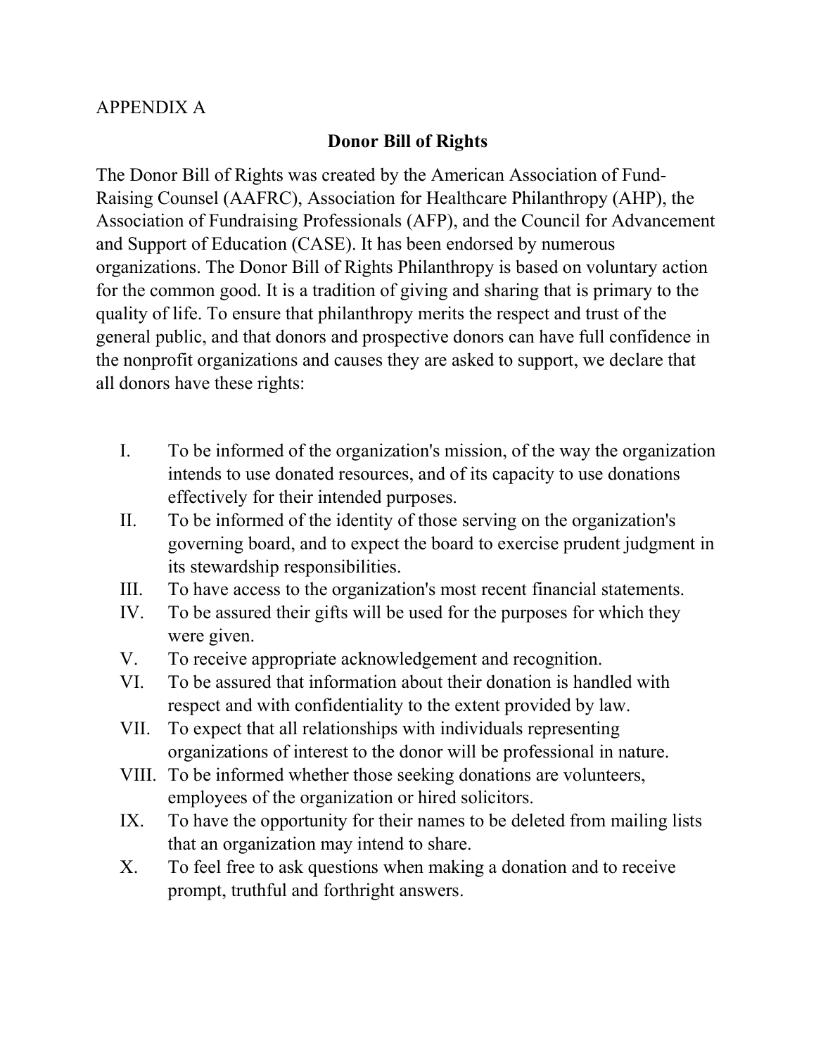APPENDIX A

## Donor Bill of Rights

The Donor Bill of Rights was created by the American Association of Fund-Raising Counsel (AAFRC), Association for Healthcare Philanthropy (AHP), the Association of Fundraising Professionals (AFP), and the Council for Advancement and Support of Education (CASE). It has been endorsed by numerous organizations. The Donor Bill of Rights Philanthropy is based on voluntary action for the common good. It is a tradition of giving and sharing that is primary to the quality of life. To ensure that philanthropy merits the respect and trust of the general public, and that donors and prospective donors can have full confidence in the nonprofit organizations and causes they are asked to support, we declare that all donors have these rights:

I. To be informed of the organization's mission, of the way the organization intends to use donated resources, and of its capacity to use donations effectively for their intended purposes.

II. To be informed of the identity of those serving on the organization's governing board, and to expect the board to exercise prudent judgment in its stewardship responsibilities.

III. To have access to the organization's most recent financial statements.

IV. To be assured their gifts will be used for the purposes for which they were given.

V. To receive appropriate acknowledgement and recognition.

VI. To be assured that information about their donation is handled with respect and with confidentiality to the extent provided by law.

VII. To expect that all relationships with individuals representing organizations of interest to the donor will be professional in nature.

VIII. To be informed whether those seeking donations are volunteers, employees of the organization or hired solicitors.

IX. To have the opportunity for their names to be deleted from mailing lists that an organization may intend to share.

X. To feel free to ask questions when making a donation and to receive prompt, truthful and forthright answers.